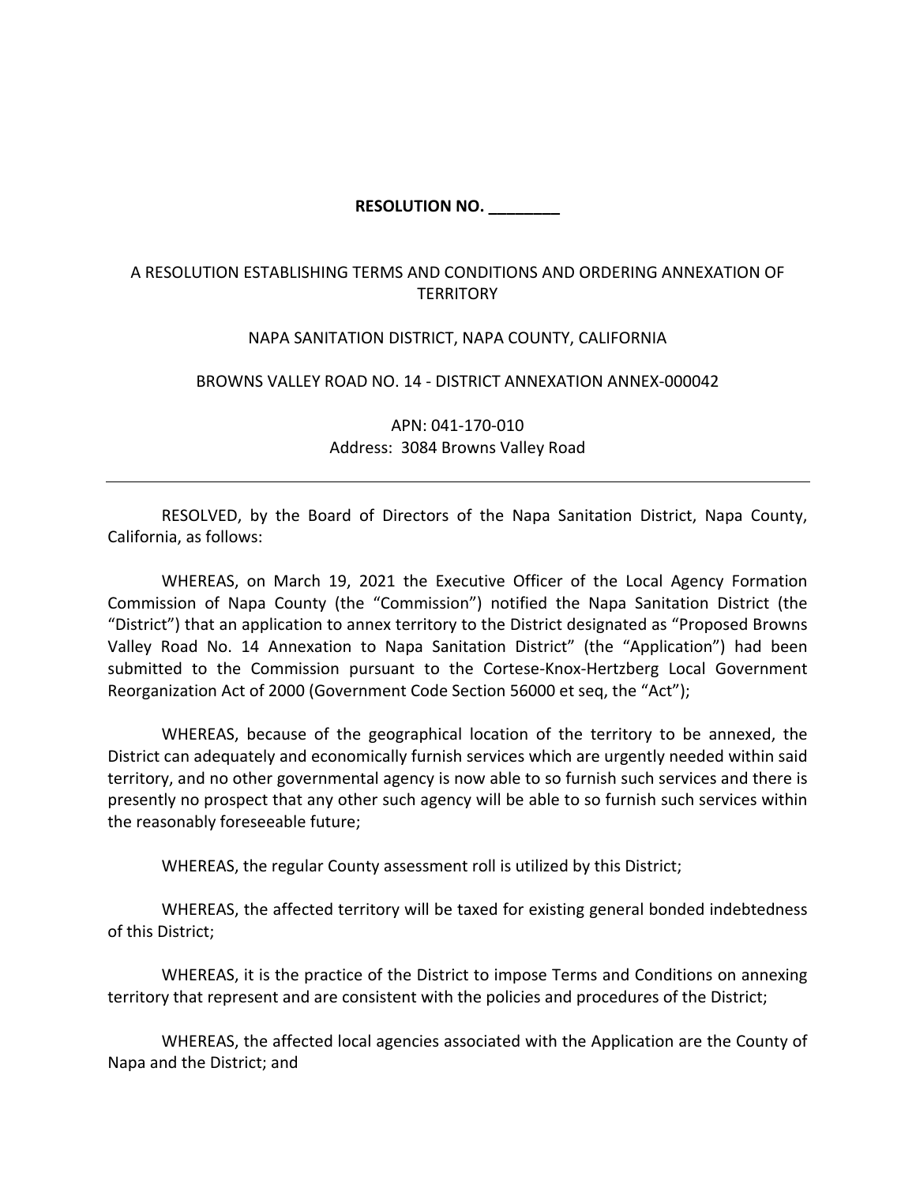**RESOLUTION NO. ________**

A RESOLUTION ESTABLISHING TERMS AND CONDITIONS AND ORDERING ANNEXATION OF TERRITORY

NAPA SANITATION DISTRICT, NAPA COUNTY, CALIFORNIA

BROWNS VALLEY ROAD NO. 14 - DISTRICT ANNEXATION ANNEX-000042

APN: 041-170-010
Address: 3084 Browns Valley Road

---

RESOLVED, by the Board of Directors of the Napa Sanitation District, Napa County, California, as follows:

WHEREAS, on March 19, 2021 the Executive Officer of the Local Agency Formation Commission of Napa County (the "Commission") notified the Napa Sanitation District (the "District") that an application to annex territory to the District designated as "Proposed Browns Valley Road No. 14 Annexation to Napa Sanitation District" (the "Application") had been submitted to the Commission pursuant to the Cortese-Knox-Hertzberg Local Government Reorganization Act of 2000 (Government Code Section 56000 et seq, the "Act");

WHEREAS, because of the geographical location of the territory to be annexed, the District can adequately and economically furnish services which are urgently needed within said territory, and no other governmental agency is now able to so furnish such services and there is presently no prospect that any other such agency will be able to so furnish such services within the reasonably foreseeable future;

WHEREAS, the regular County assessment roll is utilized by this District;

WHEREAS, the affected territory will be taxed for existing general bonded indebtedness of this District;

WHEREAS, it is the practice of the District to impose Terms and Conditions on annexing territory that represent and are consistent with the policies and procedures of the District;

WHEREAS, the affected local agencies associated with the Application are the County of Napa and the District; and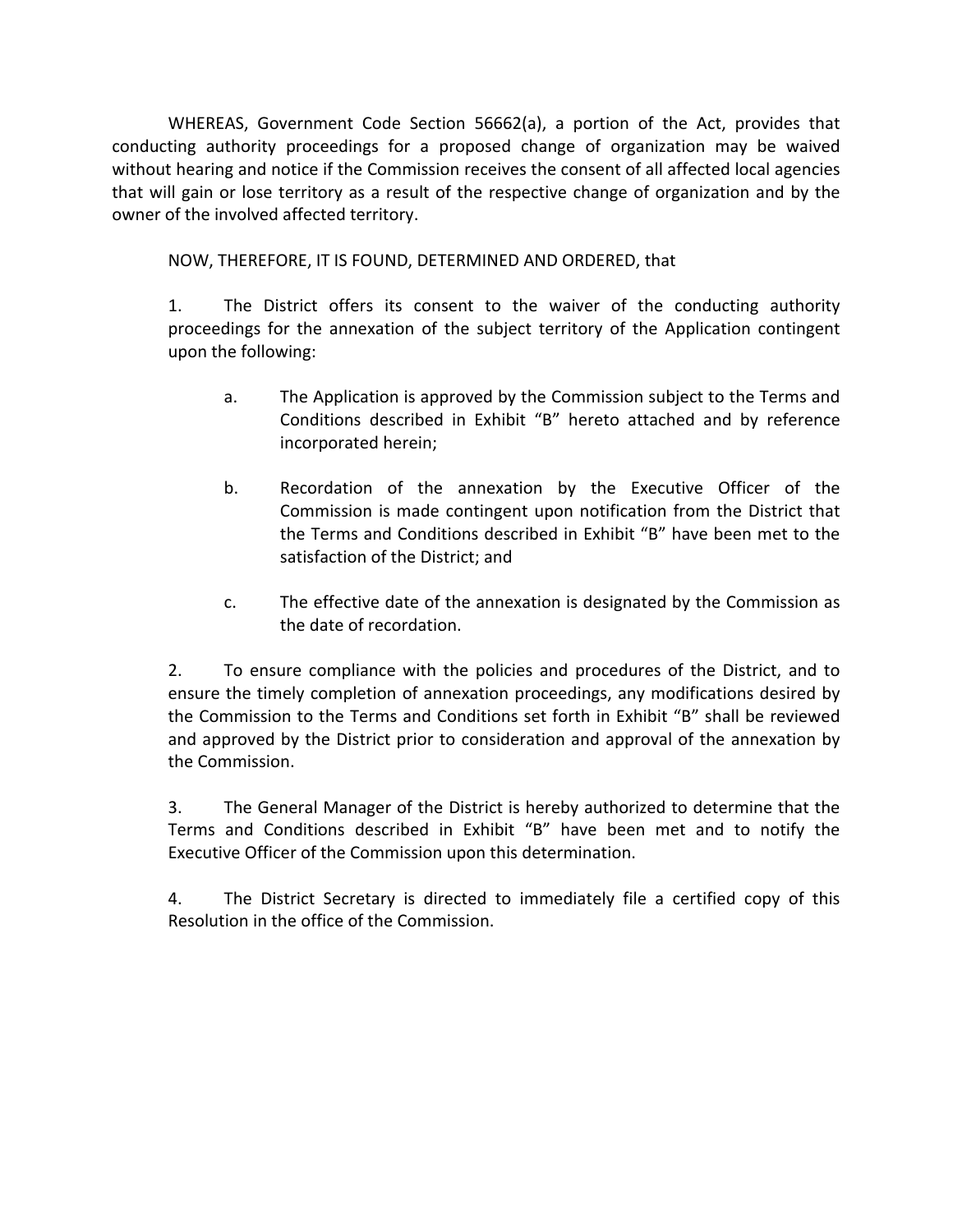WHEREAS, Government Code Section 56662(a), a portion of the Act, provides that conducting authority proceedings for a proposed change of organization may be waived without hearing and notice if the Commission receives the consent of all affected local agencies that will gain or lose territory as a result of the respective change of organization and by the owner of the involved affected territory.

NOW, THEREFORE, IT IS FOUND, DETERMINED AND ORDERED, that

1. The District offers its consent to the waiver of the conducting authority proceedings for the annexation of the subject territory of the Application contingent upon the following:

   a. The Application is approved by the Commission subject to the Terms and Conditions described in Exhibit "B" hereto attached and by reference incorporated herein;

   b. Recordation of the annexation by the Executive Officer of the Commission is made contingent upon notification from the District that the Terms and Conditions described in Exhibit "B" have been met to the satisfaction of the District; and

   c. The effective date of the annexation is designated by the Commission as the date of recordation.

2. To ensure compliance with the policies and procedures of the District, and to ensure the timely completion of annexation proceedings, any modifications desired by the Commission to the Terms and Conditions set forth in Exhibit "B" shall be reviewed and approved by the District prior to consideration and approval of the annexation by the Commission.

3. The General Manager of the District is hereby authorized to determine that the Terms and Conditions described in Exhibit "B" have been met and to notify the Executive Officer of the Commission upon this determination.

4. The District Secretary is directed to immediately file a certified copy of this Resolution in the office of the Commission.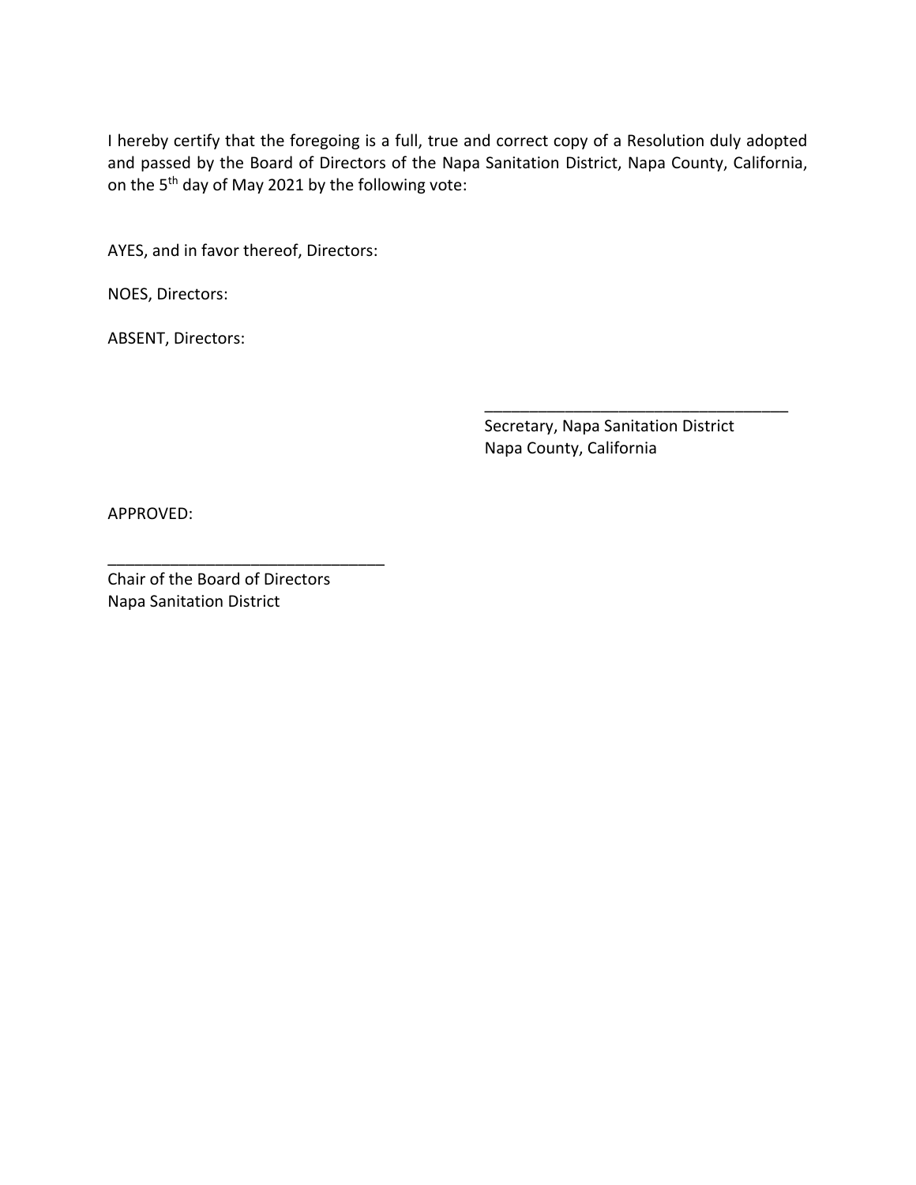I hereby certify that the foregoing is a full, true and correct copy of a Resolution duly adopted and passed by the Board of Directors of the Napa Sanitation District, Napa County, California, on the 5th day of May 2021 by the following vote:

AYES, and in favor thereof, Directors:

NOES, Directors:

ABSENT, Directors:

\_\_\_\_\_\_\_\_\_\_\_\_\_\_\_\_\_\_\_\_\_\_\_\_\_\_\_\_\_\_\_\_\_\_\_

Secretary, Napa Sanitation District
Napa County, California

APPROVED:

\_\_\_\_\_\_\_\_\_\_\_\_\_\_\_\_\_\_\_\_\_\_\_\_\_\_\_\_\_\_\_\_

Chair of the Board of Directors
Napa Sanitation District